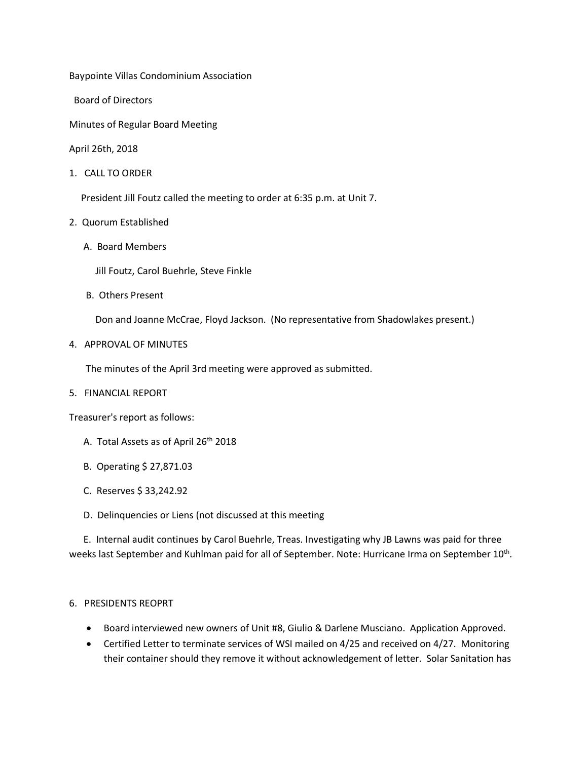Baypointe Villas Condominium Association

Board of Directors

Minutes of Regular Board Meeting

April 26th, 2018

1. CALL TO ORDER

   President Jill Foutz called the meeting to order at 6:35 p.m. at Unit 7.

2. Quorum Established

   A. Board Members

      Jill Foutz, Carol Buehrle, Steve Finkle

   B. Others Present

      Don and Joanne McCrae, Floyd Jackson. (No representative from Shadowlakes present.)

4. APPROVAL OF MINUTES

   The minutes of the April 3rd meeting were approved as submitted.

5. FINANCIAL REPORT

Treasurer's report as follows:

   A. Total Assets as of April 26th 2018

   B. Operating $ 27,871.03

   C. Reserves $ 33,242.92

   D. Delinquencies or Liens (not discussed at this meeting

   E. Internal audit continues by Carol Buehrle, Treas. Investigating why JB Lawns was paid for three weeks last September and Kuhlman paid for all of September. Note: Hurricane Irma on September 10th.

6. PRESIDENTS REOPRT

- Board interviewed new owners of Unit #8, Giulio & Darlene Musciano. Application Approved.
- Certified Letter to terminate services of WSI mailed on 4/25 and received on 4/27. Monitoring their container should they remove it without acknowledgement of letter. Solar Sanitation has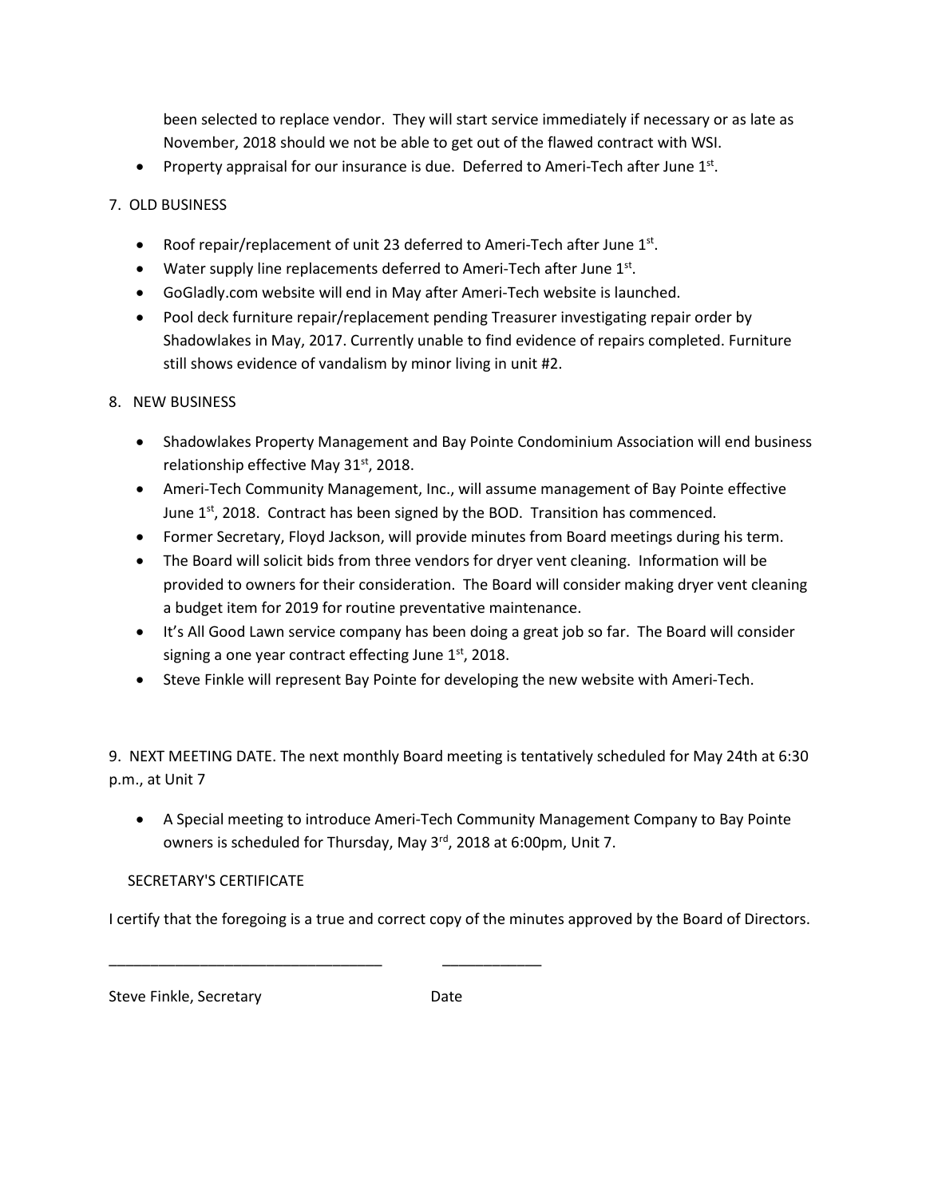been selected to replace vendor. They will start service immediately if necessary or as late as November, 2018 should we not be able to get out of the flawed contract with WSI.

- Property appraisal for our insurance is due. Deferred to Ameri-Tech after June 1st.

7. OLD BUSINESS

- Roof repair/replacement of unit 23 deferred to Ameri-Tech after June 1st.
- Water supply line replacements deferred to Ameri-Tech after June 1st.
- GoGladly.com website will end in May after Ameri-Tech website is launched.
- Pool deck furniture repair/replacement pending Treasurer investigating repair order by Shadowlakes in May, 2017. Currently unable to find evidence of repairs completed. Furniture still shows evidence of vandalism by minor living in unit #2.

8. NEW BUSINESS

- Shadowlakes Property Management and Bay Pointe Condominium Association will end business relationship effective May 31st, 2018.
- Ameri-Tech Community Management, Inc., will assume management of Bay Pointe effective June 1st, 2018. Contract has been signed by the BOD. Transition has commenced.
- Former Secretary, Floyd Jackson, will provide minutes from Board meetings during his term.
- The Board will solicit bids from three vendors for dryer vent cleaning. Information will be provided to owners for their consideration. The Board will consider making dryer vent cleaning a budget item for 2019 for routine preventative maintenance.
- It's All Good Lawn service company has been doing a great job so far. The Board will consider signing a one year contract effecting June 1st, 2018.
- Steve Finkle will represent Bay Pointe for developing the new website with Ameri-Tech.

9. NEXT MEETING DATE. The next monthly Board meeting is tentatively scheduled for May 24th at 6:30 p.m., at Unit 7

- A Special meeting to introduce Ameri-Tech Community Management Company to Bay Pointe owners is scheduled for Thursday, May 3rd, 2018 at 6:00pm, Unit 7.

SECRETARY'S CERTIFICATE

I certify that the foregoing is a true and correct copy of the minutes approved by the Board of Directors.

_________________________________ ____________

Steve Finkle, Secretary Date